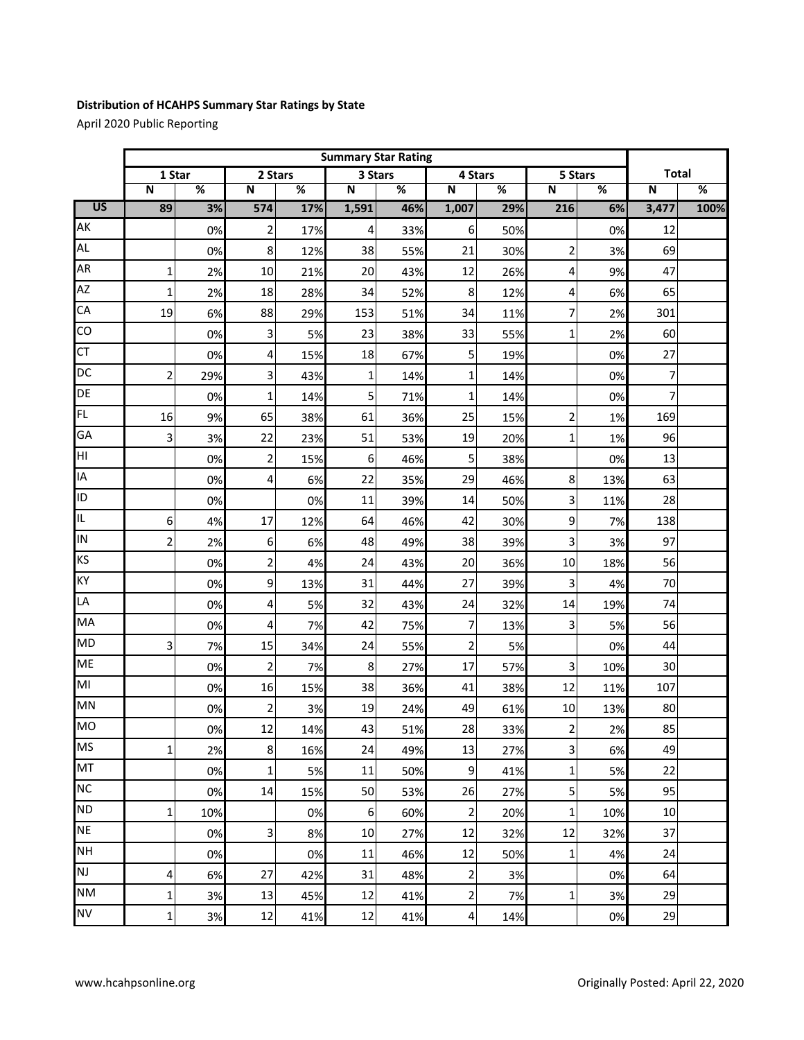**Distribution of HCAHPS Summary Star Ratings by State**

April 2020 Public Reporting

| | Summary Star Rating | | | | | | | | | | | |
|---|---|---|---|---|---|---|---|---|---|---|---|---|
| | 1 Star | | 2 Stars | | 3 Stars | | 4 Stars | | 5 Stars | | Total | |
| | N | % | N | % | N | % | N | % | N | % | N | % |
| **US** | **89** | **3%** | **574** | **17%** | **1,591** | **46%** | **1,007** | **29%** | **216** | **6%** | **3,477** | **100%** |
| AK | | 0% | 2 | 17% | 4 | 33% | 6 | 50% | | 0% | 12 | |
| AL | | 0% | 8 | 12% | 38 | 55% | 21 | 30% | 2 | 3% | 69 | |
| AR | 1 | 2% | 10 | 21% | 20 | 43% | 12 | 26% | 4 | 9% | 47 | |
| AZ | 1 | 2% | 18 | 28% | 34 | 52% | 8 | 12% | 4 | 6% | 65 | |
| CA | 19 | 6% | 88 | 29% | 153 | 51% | 34 | 11% | 7 | 2% | 301 | |
| CO | | 0% | 3 | 5% | 23 | 38% | 33 | 55% | 1 | 2% | 60 | |
| CT | | 0% | 4 | 15% | 18 | 67% | 5 | 19% | | 0% | 27 | |
| DC | 2 | 29% | 3 | 43% | 1 | 14% | 1 | 14% | | 0% | 7 | |
| DE | | 0% | 1 | 14% | 5 | 71% | 1 | 14% | | 0% | 7 | |
| FL | 16 | 9% | 65 | 38% | 61 | 36% | 25 | 15% | 2 | 1% | 169 | |
| GA | 3 | 3% | 22 | 23% | 51 | 53% | 19 | 20% | 1 | 1% | 96 | |
| HI | | 0% | 2 | 15% | 6 | 46% | 5 | 38% | | 0% | 13 | |
| IA | | 0% | 4 | 6% | 22 | 35% | 29 | 46% | 8 | 13% | 63 | |
| ID | | 0% | | 0% | 11 | 39% | 14 | 50% | 3 | 11% | 28 | |
| IL | 6 | 4% | 17 | 12% | 64 | 46% | 42 | 30% | 9 | 7% | 138 | |
| IN | 2 | 2% | 6 | 6% | 48 | 49% | 38 | 39% | 3 | 3% | 97 | |
| KS | | 0% | 2 | 4% | 24 | 43% | 20 | 36% | 10 | 18% | 56 | |
| KY | | 0% | 9 | 13% | 31 | 44% | 27 | 39% | 3 | 4% | 70 | |
| LA | | 0% | 4 | 5% | 32 | 43% | 24 | 32% | 14 | 19% | 74 | |
| MA | | 0% | 4 | 7% | 42 | 75% | 7 | 13% | 3 | 5% | 56 | |
| MD | 3 | 7% | 15 | 34% | 24 | 55% | 2 | 5% | | 0% | 44 | |
| ME | | 0% | 2 | 7% | 8 | 27% | 17 | 57% | 3 | 10% | 30 | |
| MI | | 0% | 16 | 15% | 38 | 36% | 41 | 38% | 12 | 11% | 107 | |
| MN | | 0% | 2 | 3% | 19 | 24% | 49 | 61% | 10 | 13% | 80 | |
| MO | | 0% | 12 | 14% | 43 | 51% | 28 | 33% | 2 | 2% | 85 | |
| MS | 1 | 2% | 8 | 16% | 24 | 49% | 13 | 27% | 3 | 6% | 49 | |
| MT | | 0% | 1 | 5% | 11 | 50% | 9 | 41% | 1 | 5% | 22 | |
| NC | | 0% | 14 | 15% | 50 | 53% | 26 | 27% | 5 | 5% | 95 | |
| ND | 1 | 10% | | 0% | 6 | 60% | 2 | 20% | 1 | 10% | 10 | |
| NE | | 0% | 3 | 8% | 10 | 27% | 12 | 32% | 12 | 32% | 37 | |
| NH | | 0% | | 0% | 11 | 46% | 12 | 50% | 1 | 4% | 24 | |
| NJ | 4 | 6% | 27 | 42% | 31 | 48% | 2 | 3% | | 0% | 64 | |
| NM | 1 | 3% | 13 | 45% | 12 | 41% | 2 | 7% | 1 | 3% | 29 | |
| NV | 1 | 3% | 12 | 41% | 12 | 41% | 4 | 14% | | 0% | 29 | |

www.hcahpsonline.org

Originally Posted: April 22, 2020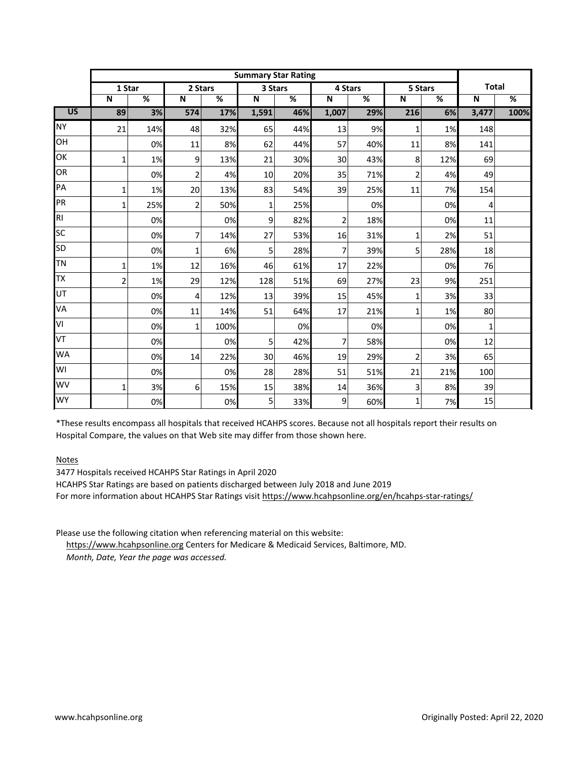| | Summary Star Rating | | | | | | | | | | | |
|---|---|---|---|---|---|---|---|---|---|---|---|---|
| | 1 Star | | 2 Stars | | 3 Stars | | 4 Stars | | 5 Stars | | Total | |
| | N | % | N | % | N | % | N | % | N | % | N | % |
| **US** | **89** | **3%** | **574** | **17%** | **1,591** | **46%** | **1,007** | **29%** | **216** | **6%** | **3,477** | **100%** |
| NY | 21 | 14% | 48 | 32% | 65 | 44% | 13 | 9% | 1 | 1% | 148 | |
| OH | | 0% | 11 | 8% | 62 | 44% | 57 | 40% | 11 | 8% | 141 | |
| OK | 1 | 1% | 9 | 13% | 21 | 30% | 30 | 43% | 8 | 12% | 69 | |
| OR | | 0% | 2 | 4% | 10 | 20% | 35 | 71% | 2 | 4% | 49 | |
| PA | 1 | 1% | 20 | 13% | 83 | 54% | 39 | 25% | 11 | 7% | 154 | |
| PR | 1 | 25% | 2 | 50% | 1 | 25% | | 0% | | 0% | 4 | |
| RI | | 0% | | 0% | 9 | 82% | 2 | 18% | | 0% | 11 | |
| SC | | 0% | 7 | 14% | 27 | 53% | 16 | 31% | 1 | 2% | 51 | |
| SD | | 0% | 1 | 6% | 5 | 28% | 7 | 39% | 5 | 28% | 18 | |
| TN | 1 | 1% | 12 | 16% | 46 | 61% | 17 | 22% | | 0% | 76 | |
| TX | 2 | 1% | 29 | 12% | 128 | 51% | 69 | 27% | 23 | 9% | 251 | |
| UT | | 0% | 4 | 12% | 13 | 39% | 15 | 45% | 1 | 3% | 33 | |
| VA | | 0% | 11 | 14% | 51 | 64% | 17 | 21% | 1 | 1% | 80 | |
| VI | | 0% | 1 | 100% | | 0% | | 0% | | 0% | 1 | |
| VT | | 0% | | 0% | 5 | 42% | 7 | 58% | | 0% | 12 | |
| WA | | 0% | 14 | 22% | 30 | 46% | 19 | 29% | 2 | 3% | 65 | |
| WI | | 0% | | 0% | 28 | 28% | 51 | 51% | 21 | 21% | 100 | |
| WV | 1 | 3% | 6 | 15% | 15 | 38% | 14 | 36% | 3 | 8% | 39 | |
| WY | | 0% | | 0% | 5 | 33% | 9 | 60% | 1 | 7% | 15 | |

*These results encompass all hospitals that received HCAHPS scores. Because not all hospitals report their results on Hospital Compare, the values on that Web site may differ from those shown here.

Notes

3477 Hospitals received HCAHPS Star Ratings in April 2020

HCAHPS Star Ratings are based on patients discharged between July 2018 and June 2019

For more information about HCAHPS Star Ratings visit https://www.hcahpsonline.org/en/hcahps-star-ratings/

Please use the following citation when referencing material on this website:

https://www.hcahpsonline.org Centers for Medicare & Medicaid Services, Baltimore, MD.

*Month, Date, Year the page was accessed.*

www.hcahpsonline.org

Originally Posted: April 22, 2020